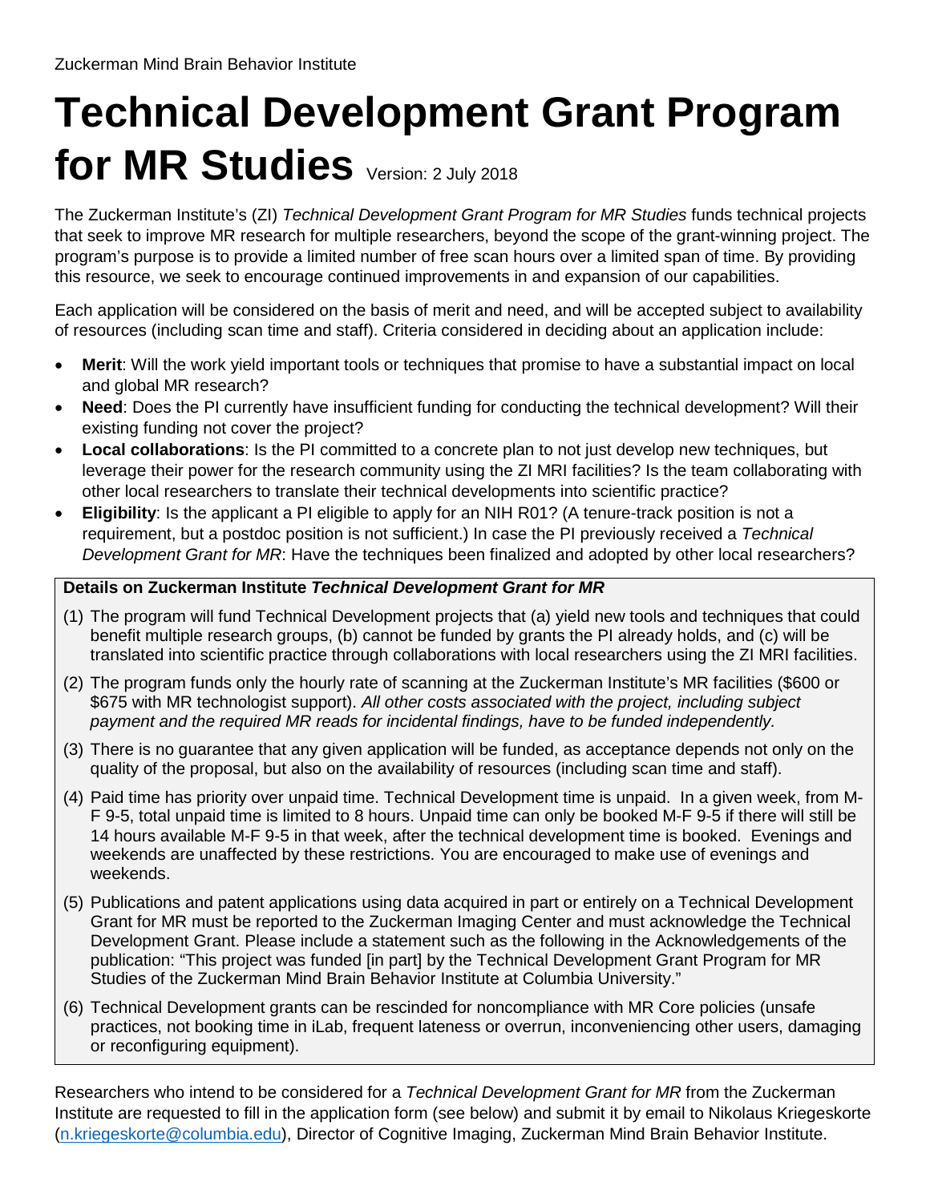Zuckerman Mind Brain Behavior Institute

# Technical Development Grant Program for MR Studies

Version: 2 July 2018

The Zuckerman Institute's (ZI) *Technical Development Grant Program for MR Studies* funds technical projects that seek to improve MR research for multiple researchers, beyond the scope of the grant-winning project. The program's purpose is to provide a limited number of free scan hours over a limited span of time. By providing this resource, we seek to encourage continued improvements in and expansion of our capabilities.

Each application will be considered on the basis of merit and need, and will be accepted subject to availability of resources (including scan time and staff). Criteria considered in deciding about an application include:

- **Merit**: Will the work yield important tools or techniques that promise to have a substantial impact on local and global MR research?
- **Need**: Does the PI currently have insufficient funding for conducting the technical development? Will their existing funding not cover the project?
- **Local collaborations**: Is the PI committed to a concrete plan to not just develop new techniques, but leverage their power for the research community using the ZI MRI facilities? Is the team collaborating with other local researchers to translate their technical developments into scientific practice?
- **Eligibility**: Is the applicant a PI eligible to apply for an NIH R01? (A tenure-track position is not a requirement, but a postdoc position is not sufficient.) In case the PI previously received a *Technical Development Grant for MR*: Have the techniques been finalized and adopted by other local researchers?

**Details on Zuckerman Institute *Technical Development Grant for MR***

(1) The program will fund Technical Development projects that (a) yield new tools and techniques that could benefit multiple research groups, (b) cannot be funded by grants the PI already holds, and (c) will be translated into scientific practice through collaborations with local researchers using the ZI MRI facilities.

(2) The program funds only the hourly rate of scanning at the Zuckerman Institute's MR facilities ($600 or $675 with MR technologist support). *All other costs associated with the project, including subject payment and the required MR reads for incidental findings, have to be funded independently.*

(3) There is no guarantee that any given application will be funded, as acceptance depends not only on the quality of the proposal, but also on the availability of resources (including scan time and staff).

(4) Paid time has priority over unpaid time. Technical Development time is unpaid. In a given week, from M-F 9-5, total unpaid time is limited to 8 hours. Unpaid time can only be booked M-F 9-5 if there will still be 14 hours available M-F 9-5 in that week, after the technical development time is booked. Evenings and weekends are unaffected by these restrictions. You are encouraged to make use of evenings and weekends.

(5) Publications and patent applications using data acquired in part or entirely on a Technical Development Grant for MR must be reported to the Zuckerman Imaging Center and must acknowledge the Technical Development Grant. Please include a statement such as the following in the Acknowledgements of the publication: "This project was funded [in part] by the Technical Development Grant Program for MR Studies of the Zuckerman Mind Brain Behavior Institute at Columbia University."

(6) Technical Development grants can be rescinded for noncompliance with MR Core policies (unsafe practices, not booking time in iLab, frequent lateness or overrun, inconveniencing other users, damaging or reconfiguring equipment).

Researchers who intend to be considered for a *Technical Development Grant for MR* from the Zuckerman Institute are requested to fill in the application form (see below) and submit it by email to Nikolaus Kriegeskorte (n.kriegeskorte@columbia.edu), Director of Cognitive Imaging, Zuckerman Mind Brain Behavior Institute.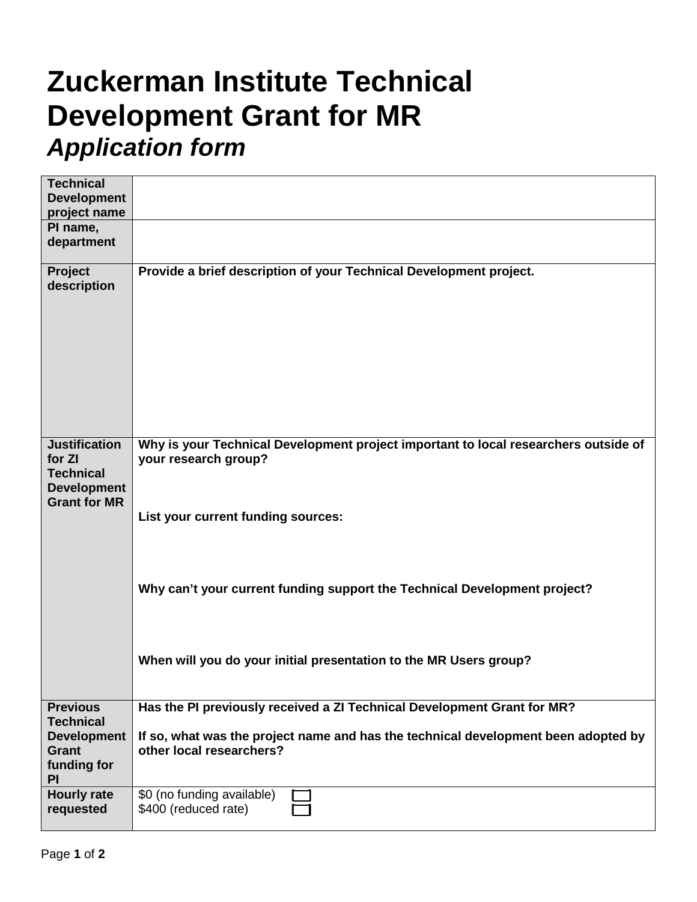# Zuckerman Institute Technical Development Grant for MR

## *Application form*

| **Technical Development project name** | |
|---|---|
| **PI name, department** | |
| **Project description** | **Provide a brief description of your Technical Development project.** |
| **Justification for ZI Technical Development Grant for MR** | **Why is your Technical Development project important to local researchers outside of your research group?**<br><br>**List your current funding sources:**<br><br>**Why can't your current funding support the Technical Development project?**<br><br>**When will you do your initial presentation to the MR Users group?** |
| **Previous Technical Development Grant funding for PI** | **Has the PI previously received a ZI Technical Development Grant for MR?**<br><br>**If so, what was the project name and has the technical development been adopted by other local researchers?** |
| **Hourly rate requested** | $0 (no funding available) ☐<br>$400 (reduced rate) ☐ |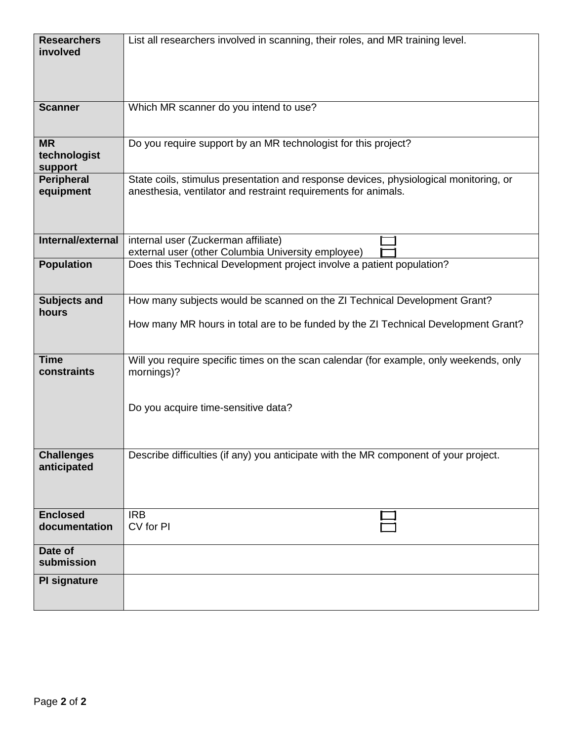| | |
|---|---|
| **Researchers involved** | List all researchers involved in scanning, their roles, and MR training level. |
| **Scanner** | Which MR scanner do you intend to use? |
| **MR technologist support** | Do you require support by an MR technologist for this project? |
| **Peripheral equipment** | State coils, stimulus presentation and response devices, physiological monitoring, or anesthesia, ventilator and restraint requirements for animals. |
| **Internal/external** | internal user (Zuckerman affiliate) ☐<br>external user (other Columbia University employee) ☐ |
| **Population** | Does this Technical Development project involve a patient population? |
| **Subjects and hours** | How many subjects would be scanned on the ZI Technical Development Grant?<br><br>How many MR hours in total are to be funded by the ZI Technical Development Grant? |
| **Time constraints** | Will you require specific times on the scan calendar (for example, only weekends, only mornings)?<br><br>Do you acquire time-sensitive data? |
| **Challenges anticipated** | Describe difficulties (if any) you anticipate with the MR component of your project. |
| **Enclosed documentation** | IRB ☐<br>CV for PI ☐ |
| **Date of submission** | |
| **PI signature** | |